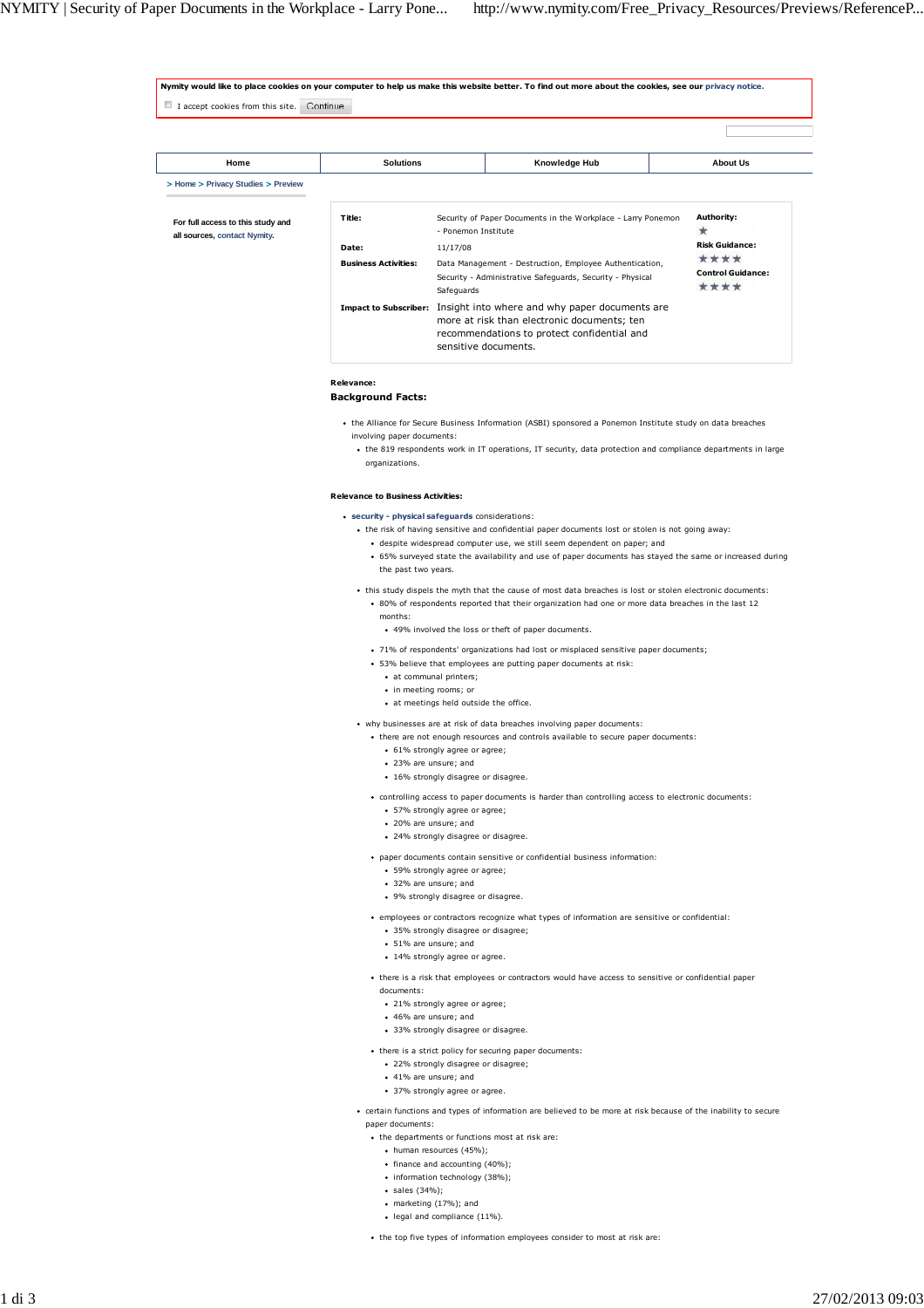Nymity would like to place cookies on your computer to help us make this website better. To find out more about the cookies, see our privacy notice.

I accept cookies from this site. Continue

| Home | Solutions | Knowledge Hub | About Us |
|---|---|---|---|

> Home > Privacy Studies > Preview

For full access to this study and all sources, contact Nymity.

| | | |
|---|---|---|
| **Title:** | Security of Paper Documents in the Workplace - Larry Ponemon - Ponemon Institute | **Authority:** ★ |
| **Date:** | 11/17/08 | **Risk Guidance:** ★★★★ |
| **Business Activities:** | Data Management - Destruction, Employee Authentication, Security - Administrative Safeguards, Security - Physical Safeguards | **Control Guidance:** ★★★★ |
| **Impact to Subscriber:** | Insight into where and why paper documents are more at risk than electronic documents; ten recommendations to protect confidential and sensitive documents. | |

**Relevance:**

**Background Facts:**

- the Alliance for Secure Business Information (ASBI) sponsored a Ponemon Institute study on data breaches involving paper documents:
  - the 819 respondents work in IT operations, IT security, data protection and compliance departments in large organizations.

**Relevance to Business Activities:**

- **security - physical safeguards** considerations:
  - the risk of having sensitive and confidential paper documents lost or stolen is not going away:
    - despite widespread computer use, we still seem dependent on paper; and
    - 65% surveyed state the availability and use of paper documents has stayed the same or increased during the past two years.
  - this study dispels the myth that the cause of most data breaches is lost or stolen electronic documents:
    - 80% of respondents reported that their organization had one or more data breaches in the last 12 months:
      - 49% involved the loss or theft of paper documents.
    - 71% of respondents' organizations had lost or misplaced sensitive paper documents;
    - 53% believe that employees are putting paper documents at risk:
      - at communal printers;
      - in meeting rooms; or
      - at meetings held outside the office.
  - why businesses are at risk of data breaches involving paper documents:
    - there are not enough resources and controls available to secure paper documents:
      - 61% strongly agree or agree;
      - 23% are unsure; and
      - 16% strongly disagree or disagree.
    - controlling access to paper documents is harder than controlling access to electronic documents:
      - 57% strongly agree or agree;
      - 20% are unsure; and
      - 24% strongly disagree or disagree.
    - paper documents contain sensitive or confidential business information:
      - 59% strongly agree or agree;
      - 32% are unsure; and
      - 9% strongly disagree or disagree.
    - employees or contractors recognize what types of information are sensitive or confidential:
      - 35% strongly disagree or disagree;
      - 51% are unsure; and
      - 14% strongly agree or agree.
    - there is a risk that employees or contractors would have access to sensitive or confidential paper documents:
      - 21% strongly agree or agree;
      - 46% are unsure; and
      - 33% strongly disagree or disagree.
    - there is a strict policy for securing paper documents:
      - 22% strongly disagree or disagree;
      - 41% are unsure; and
      - 37% strongly agree or agree.
  - certain functions and types of information are believed to be more at risk because of the inability to secure paper documents:
    - the departments or functions most at risk are:
      - human resources (45%);
      - finance and accounting (40%);
      - information technology (38%);
      - sales (34%);
      - marketing (17%); and
      - legal and compliance (11%).
    - the top five types of information employees consider to most at risk are: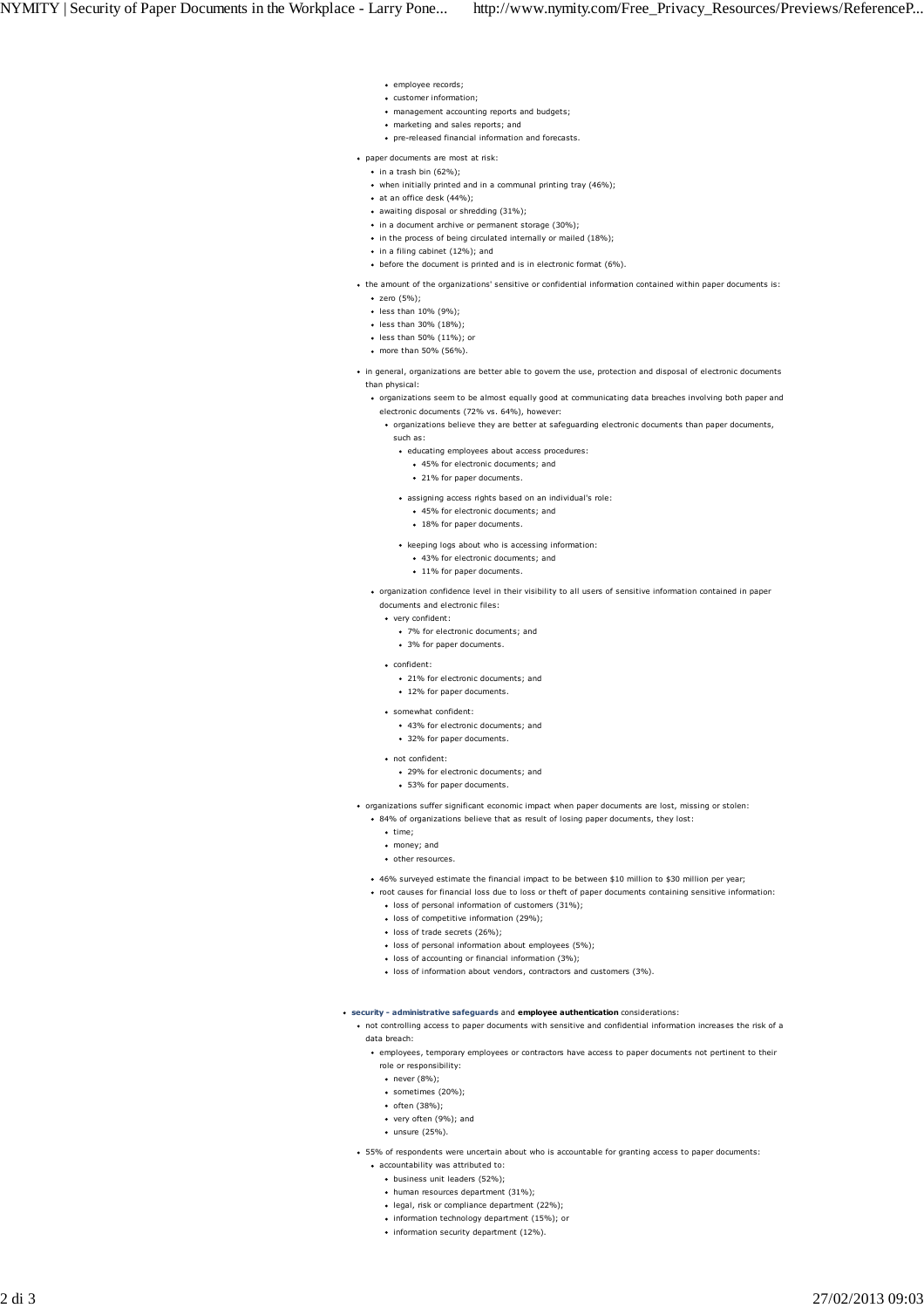- employee records;
        - customer information;
        - management accounting reports and budgets;
        - marketing and sales reports; and
        - pre-released financial information and forecasts.
    - paper documents are most at risk:
        - in a trash bin (62%);
        - when initially printed and in a communal printing tray (46%);
        - at an office desk (44%);
        - awaiting disposal or shredding (31%);
        - in a document archive or permanent storage (30%);
        - in the process of being circulated internally or mailed (18%);
        - in a filing cabinet (12%); and
        - before the document is printed and is in electronic format (6%).
    - the amount of the organizations' sensitive or confidential information contained within paper documents is:
        - zero (5%);
        - less than 10% (9%);
        - less than 30% (18%);
        - less than 50% (11%); or
        - more than 50% (56%).
    - in general, organizations are better able to govern the use, protection and disposal of electronic documents than physical:
        - organizations seem to be almost equally good at communicating data breaches involving both paper and electronic documents (72% vs. 64%), however:
            - organizations believe they are better at safeguarding electronic documents than paper documents, such as:
                - educating employees about access procedures:
                    - 45% for electronic documents; and
                    - 21% for paper documents.
                - assigning access rights based on an individual's role:
                    - 45% for electronic documents; and
                    - 18% for paper documents.
                - keeping logs about who is accessing information:
                    - 43% for electronic documents; and
                    - 11% for paper documents.
        - organization confidence level in their visibility to all users of sensitive information contained in paper documents and electronic files:
            - very confident:
                - 7% for electronic documents; and
                - 3% for paper documents.
            - confident:
                - 21% for electronic documents; and
                - 12% for paper documents.
            - somewhat confident:
                - 43% for electronic documents; and
                - 32% for paper documents.
            - not confident:
                - 29% for electronic documents; and
                - 53% for paper documents.
    - organizations suffer significant economic impact when paper documents are lost, missing or stolen:
        - 84% of organizations believe that as result of losing paper documents, they lost:
            - time;
            - money; and
            - other resources.
        - 46% surveyed estimate the financial impact to be between $10 million to $30 million per year;
        - root causes for financial loss due to loss or theft of paper documents containing sensitive information:
            - loss of personal information of customers (31%);
            - loss of competitive information (29%);
            - loss of trade secrets (26%);
            - loss of personal information about employees (5%);
            - loss of accounting or financial information (3%);
            - loss of information about vendors, contractors and customers (3%).

- **security - administrative safeguards** and **employee authentication** considerations:
    - not controlling access to paper documents with sensitive and confidential information increases the risk of a data breach:
        - employees, temporary employees or contractors have access to paper documents not pertinent to their role or responsibility:
            - never (8%);
            - sometimes (20%);
            - often (38%);
            - very often (9%); and
            - unsure (25%).
    - 55% of respondents were uncertain about who is accountable for granting access to paper documents:
        - accountability was attributed to:
            - business unit leaders (52%);
            - human resources department (31%);
            - legal, risk or compliance department (22%);
            - information technology department (15%); or
            - information security department (12%).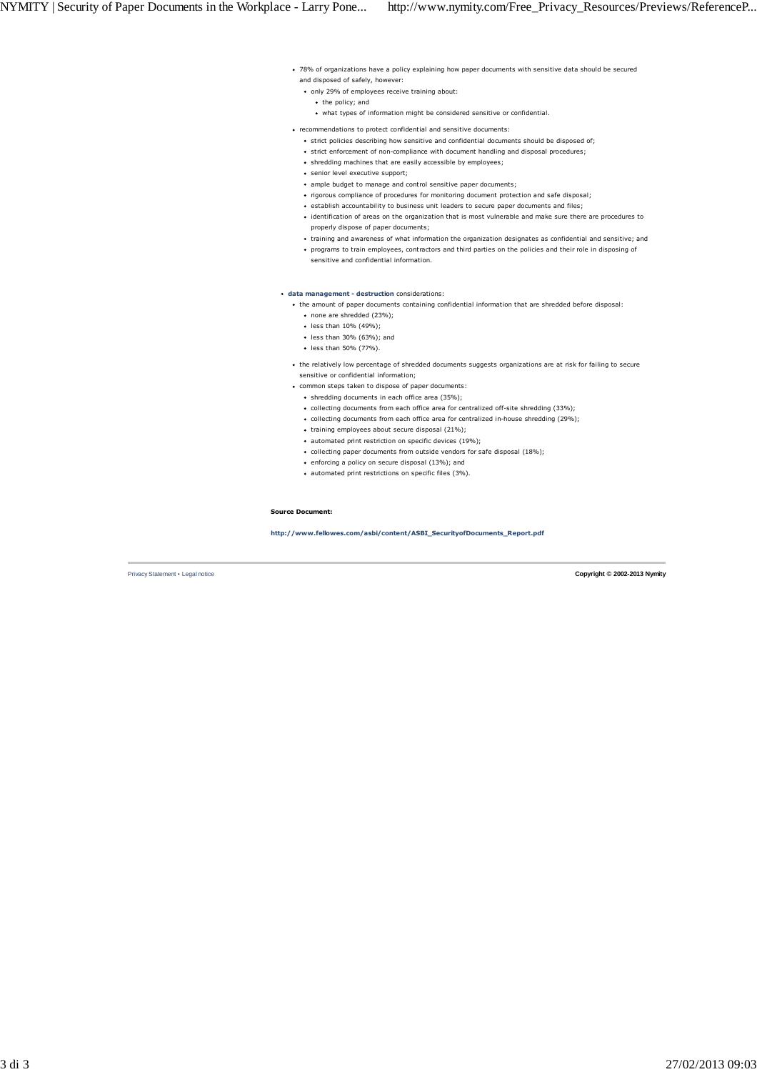- 78% of organizations have a policy explaining how paper documents with sensitive data should be secured and disposed of safely, however:
  - only 29% of employees receive training about:
    - the policy; and
    - what types of information might be considered sensitive or confidential.
- recommendations to protect confidential and sensitive documents:
  - strict policies describing how sensitive and confidential documents should be disposed of;
  - strict enforcement of non-compliance with document handling and disposal procedures;
  - shredding machines that are easily accessible by employees;
  - senior level executive support;
  - ample budget to manage and control sensitive paper documents;
  - rigorous compliance of procedures for monitoring document protection and safe disposal;
  - establish accountability to business unit leaders to secure paper documents and files;
  - identification of areas on the organization that is most vulnerable and make sure there are procedures to properly dispose of paper documents;
  - training and awareness of what information the organization designates as confidential and sensitive; and
  - programs to train employees, contractors and third parties on the policies and their role in disposing of sensitive and confidential information.

- **data management - destruction** considerations:
  - the amount of paper documents containing confidential information that are shredded before disposal:
    - none are shredded (23%);
    - less than 10% (49%);
    - less than 30% (63%); and
    - less than 50% (77%).
  - the relatively low percentage of shredded documents suggests organizations are at risk for failing to secure sensitive or confidential information;
  - common steps taken to dispose of paper documents:
    - shredding documents in each office area (35%);
    - collecting documents from each office area for centralized off-site shredding (33%);
    - collecting documents from each office area for centralized in-house shredding (29%);
    - training employees about secure disposal (21%);
    - automated print restriction on specific devices (19%);
    - collecting paper documents from outside vendors for safe disposal (18%);
    - enforcing a policy on secure disposal (13%); and
    - automated print restrictions on specific files (3%).

**Source Document:**

**http://www.fellowes.com/asbi/content/ASBI_SecurityofDocuments_Report.pdf**

Privacy Statement • Legal notice

**Copyright © 2002-2013 Nymity**